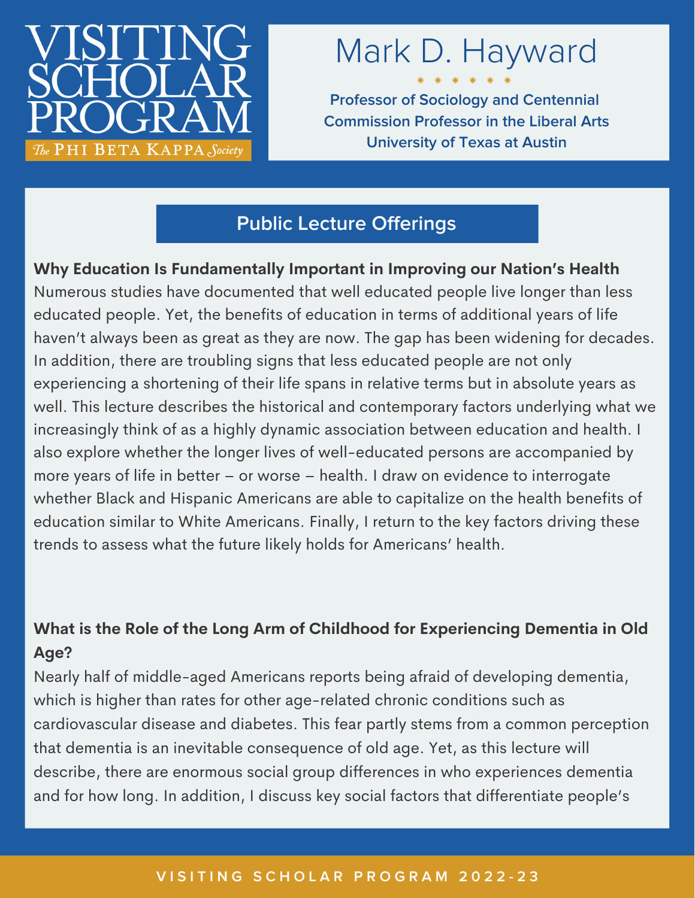# VISITING SCHOLAR PROGRAM

*The* PHI BETA KAPPA *Society*

## Mark D. Hayward

**Professor of Sociology and Centennial Commission Professor in the Liberal Arts**
**University of Texas at Austin**

## Public Lecture Offerings

**Why Education Is Fundamentally Important in Improving our Nation's Health**

Numerous studies have documented that well educated people live longer than less educated people. Yet, the benefits of education in terms of additional years of life haven't always been as great as they are now. The gap has been widening for decades. In addition, there are troubling signs that less educated people are not only experiencing a shortening of their life spans in relative terms but in absolute years as well. This lecture describes the historical and contemporary factors underlying what we increasingly think of as a highly dynamic association between education and health. I also explore whether the longer lives of well-educated persons are accompanied by more years of life in better – or worse – health. I draw on evidence to interrogate whether Black and Hispanic Americans are able to capitalize on the health benefits of education similar to White Americans. Finally, I return to the key factors driving these trends to assess what the future likely holds for Americans' health.

**What is the Role of the Long Arm of Childhood for Experiencing Dementia in Old Age?**

Nearly half of middle-aged Americans reports being afraid of developing dementia, which is higher than rates for other age-related chronic conditions such as cardiovascular disease and diabetes. This fear partly stems from a common perception that dementia is an inevitable consequence of old age. Yet, as this lecture will describe, there are enormous social group differences in who experiences dementia and for how long. In addition, I discuss key social factors that differentiate people's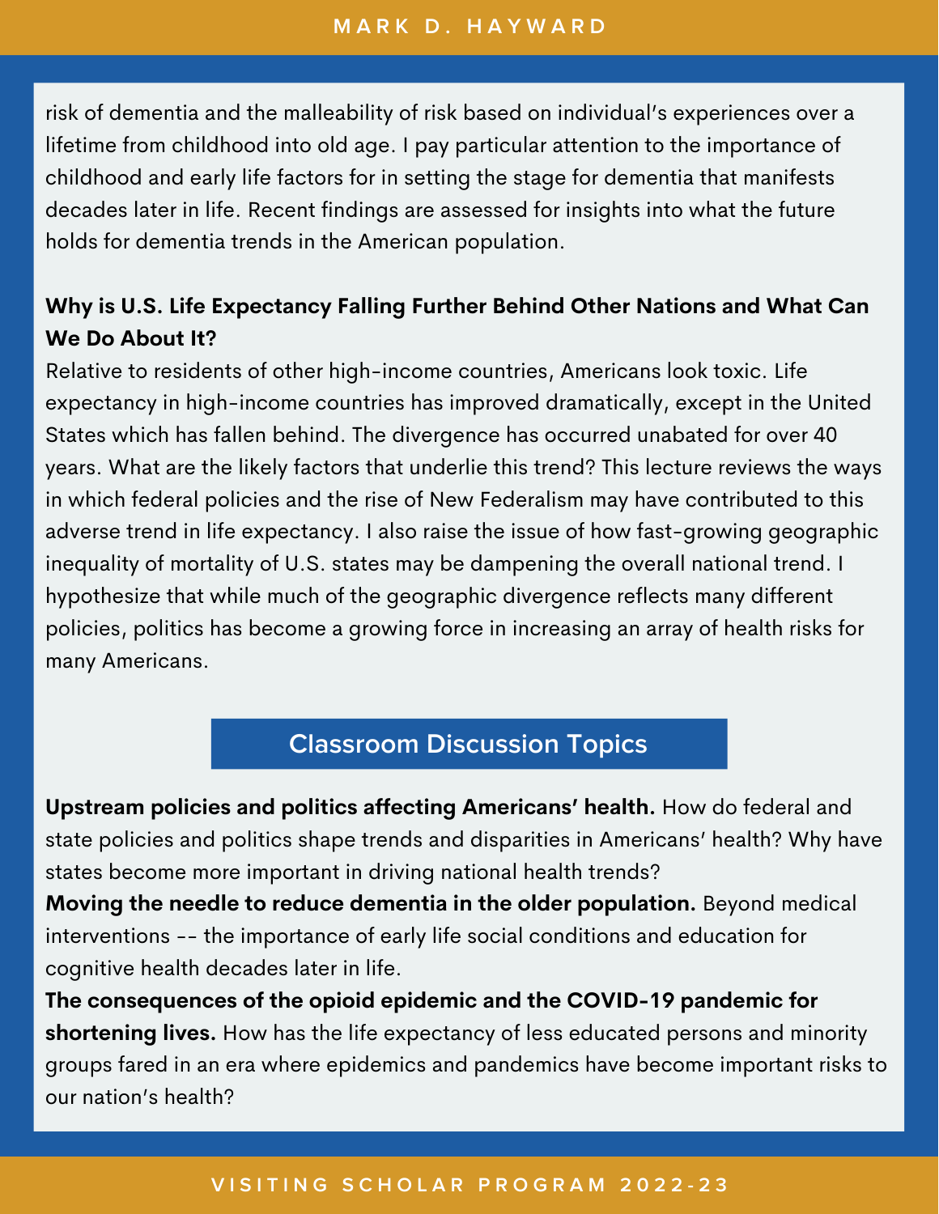risk of dementia and the malleability of risk based on individual's experiences over a lifetime from childhood into old age. I pay particular attention to the importance of childhood and early life factors for in setting the stage for dementia that manifests decades later in life. Recent findings are assessed for insights into what the future holds for dementia trends in the American population.

**Why is U.S. Life Expectancy Falling Further Behind Other Nations and What Can We Do About It?**

Relative to residents of other high-income countries, Americans look toxic. Life expectancy in high-income countries has improved dramatically, except in the United States which has fallen behind. The divergence has occurred unabated for over 40 years. What are the likely factors that underlie this trend? This lecture reviews the ways in which federal policies and the rise of New Federalism may have contributed to this adverse trend in life expectancy. I also raise the issue of how fast-growing geographic inequality of mortality of U.S. states may be dampening the overall national trend. I hypothesize that while much of the geographic divergence reflects many different policies, politics has become a growing force in increasing an array of health risks for many Americans.

## Classroom Discussion Topics

**Upstream policies and politics affecting Americans' health.** How do federal and state policies and politics shape trends and disparities in Americans' health? Why have states become more important in driving national health trends?

**Moving the needle to reduce dementia in the older population.** Beyond medical interventions -- the importance of early life social conditions and education for cognitive health decades later in life.

**The consequences of the opioid epidemic and the COVID-19 pandemic for shortening lives.** How has the life expectancy of less educated persons and minority groups fared in an era where epidemics and pandemics have become important risks to our nation's health?